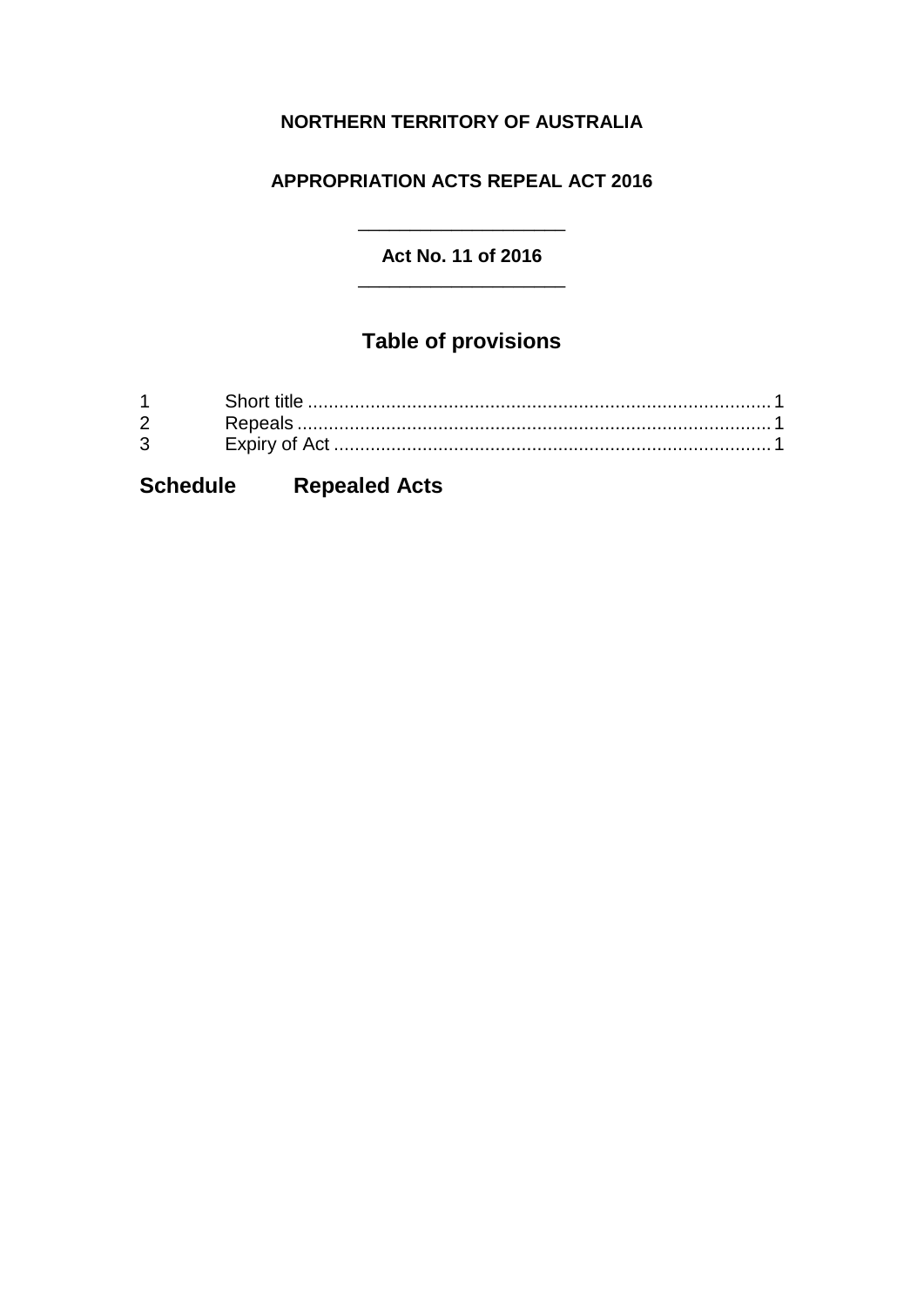**NORTHERN TERRITORY OF AUSTRALIA**

**APPROPRIATION ACTS REPEAL ACT 2016**

---

**Act No. 11 of 2016**

---

## Table of provisions

1 Short title ........................................................................................ 1
2 Repeals ............................................................................................ 1
3 Expiry of Act .................................................................................... 1

**Schedule Repealed Acts**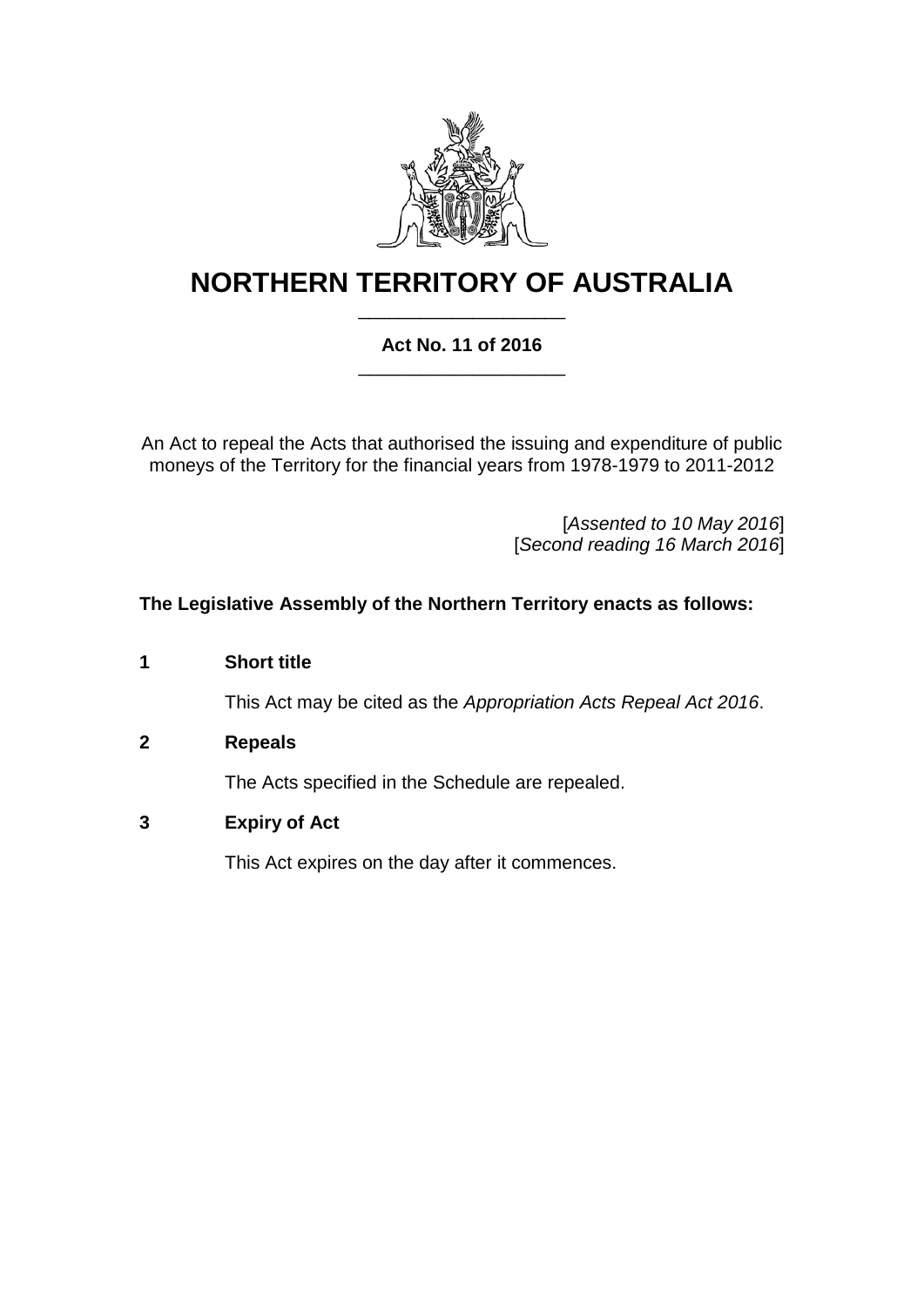# NORTHERN TERRITORY OF AUSTRALIA

**Act No. 11 of 2016**

An Act to repeal the Acts that authorised the issuing and expenditure of public moneys of the Territory for the financial years from 1978-1979 to 2011-2012

[*Assented to 10 May 2016*]
[*Second reading 16 March 2016*]

**The Legislative Assembly of the Northern Territory enacts as follows:**

### 1 Short title

This Act may be cited as the *Appropriation Acts Repeal Act 2016*.

### 2 Repeals

The Acts specified in the Schedule are repealed.

### 3 Expiry of Act

This Act expires on the day after it commences.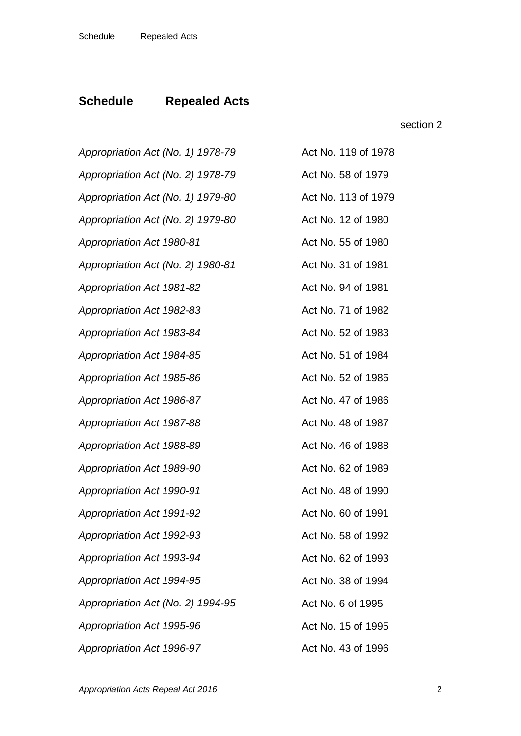## Schedule Repealed Acts

section 2

| | |
|---|---|
| *Appropriation Act (No. 1) 1978-79* | Act No. 119 of 1978 |
| *Appropriation Act (No. 2) 1978-79* | Act No. 58 of 1979 |
| *Appropriation Act (No. 1) 1979-80* | Act No. 113 of 1979 |
| *Appropriation Act (No. 2) 1979-80* | Act No. 12 of 1980 |
| *Appropriation Act 1980-81* | Act No. 55 of 1980 |
| *Appropriation Act (No. 2) 1980-81* | Act No. 31 of 1981 |
| *Appropriation Act 1981-82* | Act No. 94 of 1981 |
| *Appropriation Act 1982-83* | Act No. 71 of 1982 |
| *Appropriation Act 1983-84* | Act No. 52 of 1983 |
| *Appropriation Act 1984-85* | Act No. 51 of 1984 |
| *Appropriation Act 1985-86* | Act No. 52 of 1985 |
| *Appropriation Act 1986-87* | Act No. 47 of 1986 |
| *Appropriation Act 1987-88* | Act No. 48 of 1987 |
| *Appropriation Act 1988-89* | Act No. 46 of 1988 |
| *Appropriation Act 1989-90* | Act No. 62 of 1989 |
| *Appropriation Act 1990-91* | Act No. 48 of 1990 |
| *Appropriation Act 1991-92* | Act No. 60 of 1991 |
| *Appropriation Act 1992-93* | Act No. 58 of 1992 |
| *Appropriation Act 1993-94* | Act No. 62 of 1993 |
| *Appropriation Act 1994-95* | Act No. 38 of 1994 |
| *Appropriation Act (No. 2) 1994-95* | Act No. 6 of 1995 |
| *Appropriation Act 1995-96* | Act No. 15 of 1995 |
| *Appropriation Act 1996-97* | Act No. 43 of 1996 |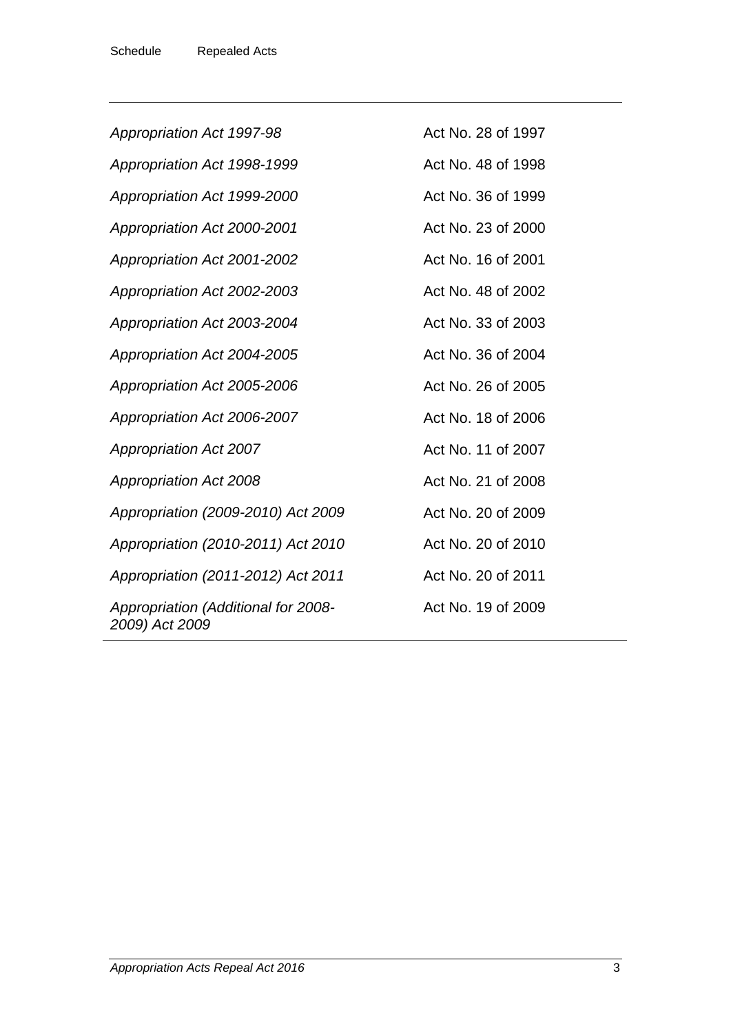| | |
|---|---|
| *Appropriation Act 1997-98* | Act No. 28 of 1997 |
| *Appropriation Act 1998-1999* | Act No. 48 of 1998 |
| *Appropriation Act 1999-2000* | Act No. 36 of 1999 |
| *Appropriation Act 2000-2001* | Act No. 23 of 2000 |
| *Appropriation Act 2001-2002* | Act No. 16 of 2001 |
| *Appropriation Act 2002-2003* | Act No. 48 of 2002 |
| *Appropriation Act 2003-2004* | Act No. 33 of 2003 |
| *Appropriation Act 2004-2005* | Act No. 36 of 2004 |
| *Appropriation Act 2005-2006* | Act No. 26 of 2005 |
| *Appropriation Act 2006-2007* | Act No. 18 of 2006 |
| *Appropriation Act 2007* | Act No. 11 of 2007 |
| *Appropriation Act 2008* | Act No. 21 of 2008 |
| *Appropriation (2009-2010) Act 2009* | Act No. 20 of 2009 |
| *Appropriation (2010-2011) Act 2010* | Act No. 20 of 2010 |
| *Appropriation (2011-2012) Act 2011* | Act No. 20 of 2011 |
| *Appropriation (Additional for 2008-2009) Act 2009* | Act No. 19 of 2009 |